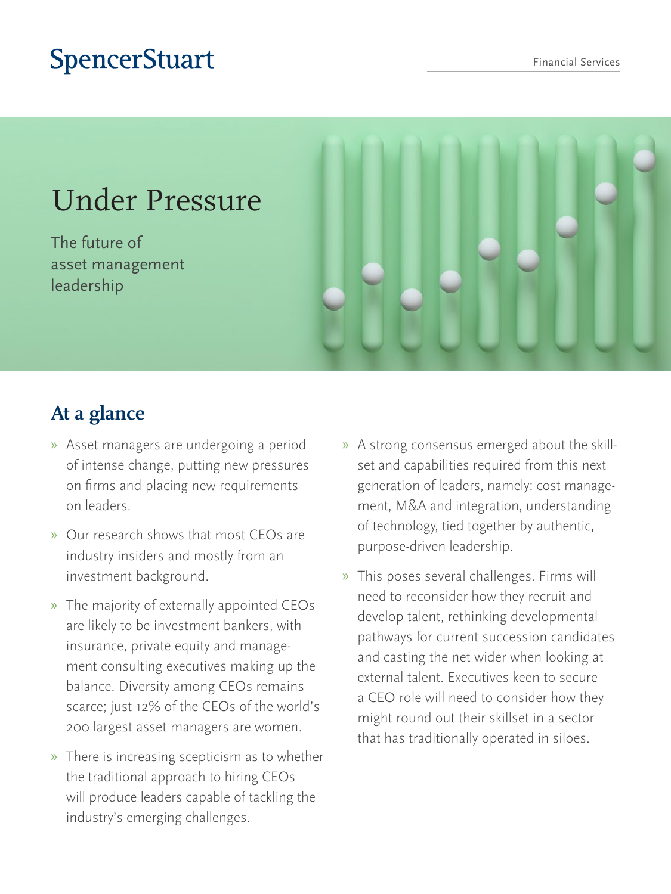SpencerStuart

Financial Services

# Under Pressure

The future of asset management leadership

## At a glance

- Asset managers are undergoing a period of intense change, putting new pressures on firms and placing new requirements on leaders.
- Our research shows that most CEOs are industry insiders and mostly from an investment background.
- The majority of externally appointed CEOs are likely to be investment bankers, with insurance, private equity and management consulting executives making up the balance. Diversity among CEOs remains scarce; just 12% of the CEOs of the world's 200 largest asset managers are women.
- There is increasing scepticism as to whether the traditional approach to hiring CEOs will produce leaders capable of tackling the industry's emerging challenges.
- A strong consensus emerged about the skillset and capabilities required from this next generation of leaders, namely: cost management, M&A and integration, understanding of technology, tied together by authentic, purpose-driven leadership.
- This poses several challenges. Firms will need to reconsider how they recruit and develop talent, rethinking developmental pathways for current succession candidates and casting the net wider when looking at external talent. Executives keen to secure a CEO role will need to consider how they might round out their skillset in a sector that has traditionally operated in siloes.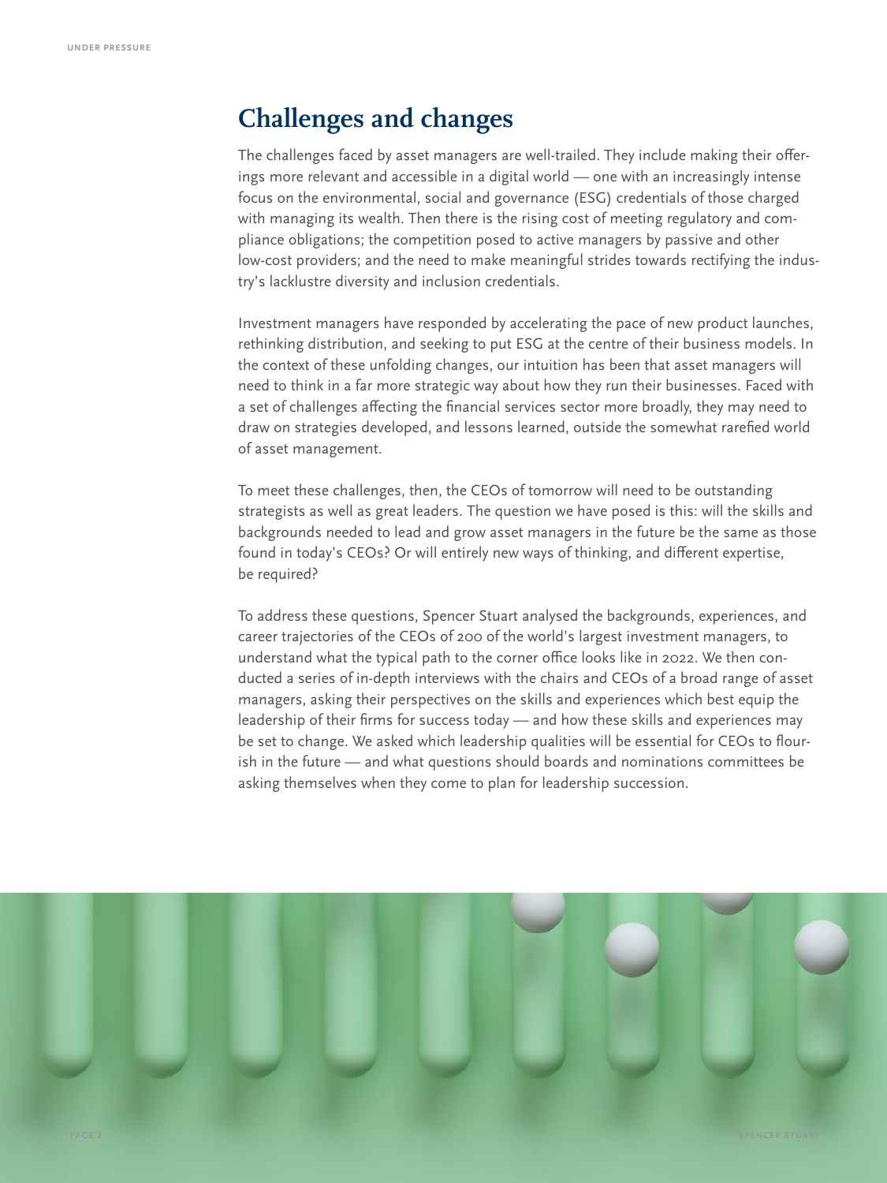## Challenges and changes

The challenges faced by asset managers are well-trailed. They include making their offerings more relevant and accessible in a digital world — one with an increasingly intense focus on the environmental, social and governance (ESG) credentials of those charged with managing its wealth. Then there is the rising cost of meeting regulatory and compliance obligations; the competition posed to active managers by passive and other low-cost providers; and the need to make meaningful strides towards rectifying the industry's lacklustre diversity and inclusion credentials.

Investment managers have responded by accelerating the pace of new product launches, rethinking distribution, and seeking to put ESG at the centre of their business models. In the context of these unfolding changes, our intuition has been that asset managers will need to think in a far more strategic way about how they run their businesses. Faced with a set of challenges affecting the financial services sector more broadly, they may need to draw on strategies developed, and lessons learned, outside the somewhat rarefied world of asset management.

To meet these challenges, then, the CEOs of tomorrow will need to be outstanding strategists as well as great leaders. The question we have posed is this: will the skills and backgrounds needed to lead and grow asset managers in the future be the same as those found in today's CEOs? Or will entirely new ways of thinking, and different expertise, be required?

To address these questions, Spencer Stuart analysed the backgrounds, experiences, and career trajectories of the CEOs of 200 of the world's largest investment managers, to understand what the typical path to the corner office looks like in 2022. We then conducted a series of in-depth interviews with the chairs and CEOs of a broad range of asset managers, asking their perspectives on the skills and experiences which best equip the leadership of their firms for success today — and how these skills and experiences may be set to change. We asked which leadership qualities will be essential for CEOs to flourish in the future — and what questions should boards and nominations committees be asking themselves when they come to plan for leadership succession.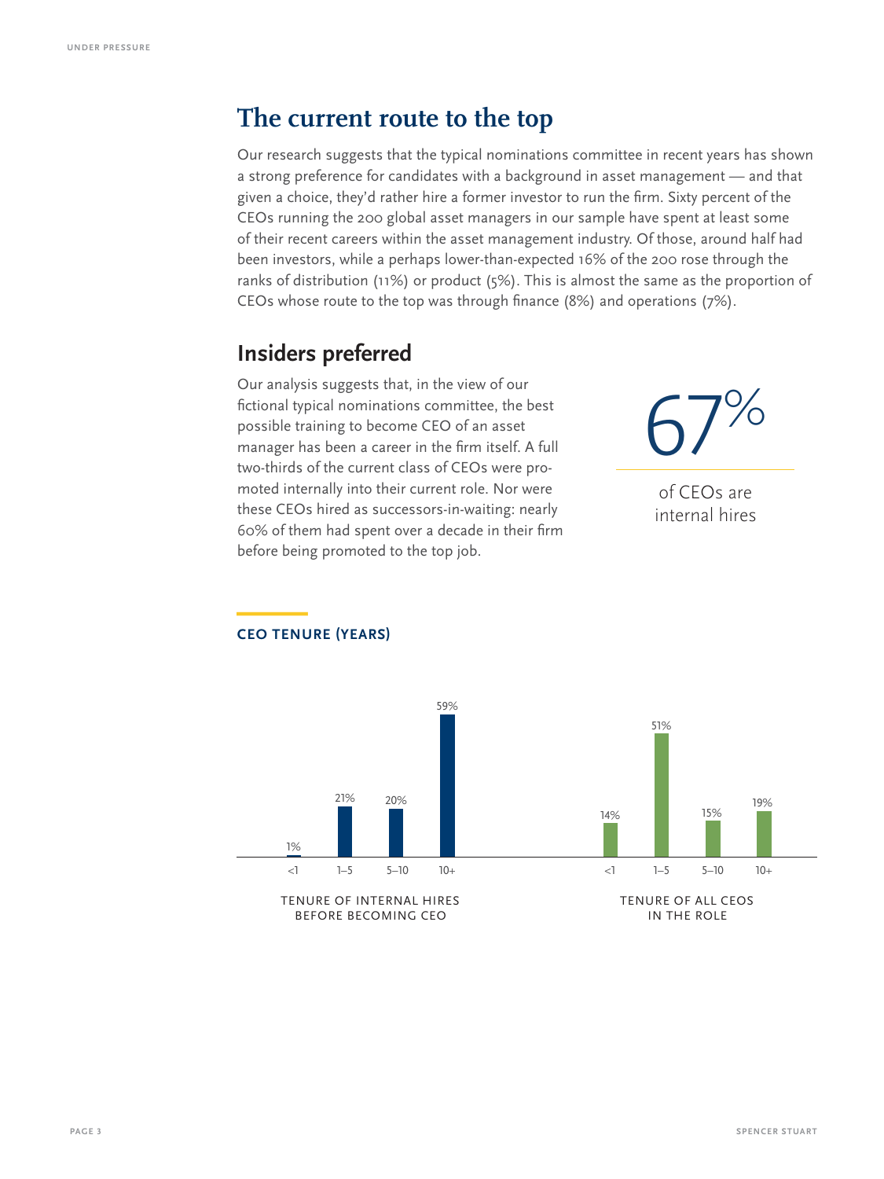# The current route to the top

Our research suggests that the typical nominations committee in recent years has shown a strong preference for candidates with a background in asset management — and that given a choice, they'd rather hire a former investor to run the firm. Sixty percent of the CEOs running the 200 global asset managers in our sample have spent at least some of their recent careers within the asset management industry. Of those, around half had been investors, while a perhaps lower-than-expected 16% of the 200 rose through the ranks of distribution (11%) or product (5%). This is almost the same as the proportion of CEOs whose route to the top was through finance (8%) and operations (7%).

## Insiders preferred

Our analysis suggests that, in the view of our fictional typical nominations committee, the best possible training to become CEO of an asset manager has been a career in the firm itself. A full two-thirds of the current class of CEOs were promoted internally into their current role. Nor were these CEOs hired as successors-in-waiting: nearly 60% of them had spent over a decade in their firm before being promoted to the top job.

**67%**

of CEOs are internal hires

**CEO TENURE (YEARS)**

| Years | Tenure of internal hires before becoming CEO | Tenure of all CEOs in the role |
|---|---|---|
| <1 | 1% | 14% |
| 1–5 | 21% | 51% |
| 5–10 | 20% | 15% |
| 10+ | 59% | 19% |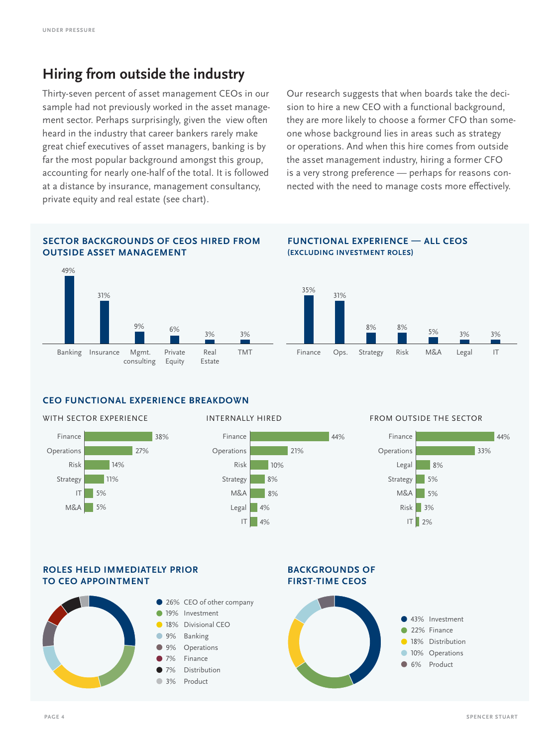## Hiring from outside the industry

Thirty-seven percent of asset management CEOs in our sample had not previously worked in the asset management sector. Perhaps surprisingly, given the view often heard in the industry that career bankers rarely make great chief executives of asset managers, banking is by far the most popular background amongst this group, accounting for nearly one-half of the total. It is followed at a distance by insurance, management consultancy, private equity and real estate (see chart).

Our research suggests that when boards take the decision to hire a new CEO with a functional background, they are more likely to choose a former CFO than someone whose background lies in areas such as strategy or operations. And when this hire comes from outside the asset management industry, hiring a former CFO is a very strong preference — perhaps for reasons connected with the need to manage costs more effectively.

### SECTOR BACKGROUNDS OF CEOS HIRED FROM OUTSIDE ASSET MANAGEMENT

| Sector | % |
| --- | --- |
| Banking | 49% |
| Insurance | 31% |
| Mgmt. consulting | 9% |
| Private Equity | 6% |
| Real Estate | 3% |
| TMT | 3% |

### FUNCTIONAL EXPERIENCE — ALL CEOS (EXCLUDING INVESTMENT ROLES)

| Function | % |
| --- | --- |
| Finance | 35% |
| Ops. | 31% |
| Strategy | 8% |
| Risk | 8% |
| M&A | 5% |
| Legal | 3% |
| IT | 3% |

### CEO FUNCTIONAL EXPERIENCE BREAKDOWN

**WITH SECTOR EXPERIENCE**

| Function | % |
| --- | --- |
| Finance | 38% |
| Operations | 27% |
| Risk | 14% |
| Strategy | 11% |
| IT | 5% |
| M&A | 5% |

**INTERNALLY HIRED**

| Function | % |
| --- | --- |
| Finance | 44% |
| Operations | 21% |
| Risk | 10% |
| Strategy | 8% |
| M&A | 8% |
| Legal | 4% |
| IT | 4% |

**FROM OUTSIDE THE SECTOR**

| Function | % |
| --- | --- |
| Finance | 44% |
| Operations | 33% |
| Legal | 8% |
| Strategy | 5% |
| M&A | 5% |
| Risk | 3% |
| IT | 2% |

### ROLES HELD IMMEDIATELY PRIOR TO CEO APPOINTMENT

| Role | % |
| --- | --- |
| CEO of other company | 26% |
| Investment | 19% |
| Divisional CEO | 18% |
| Banking | 9% |
| Operations | 9% |
| Finance | 7% |
| Distribution | 7% |
| Product | 3% |

### BACKGROUNDS OF FIRST-TIME CEOS

| Background | % |
| --- | --- |
| Investment | 43% |
| Finance | 22% |
| Distribution | 18% |
| Operations | 10% |
| Product | 6% |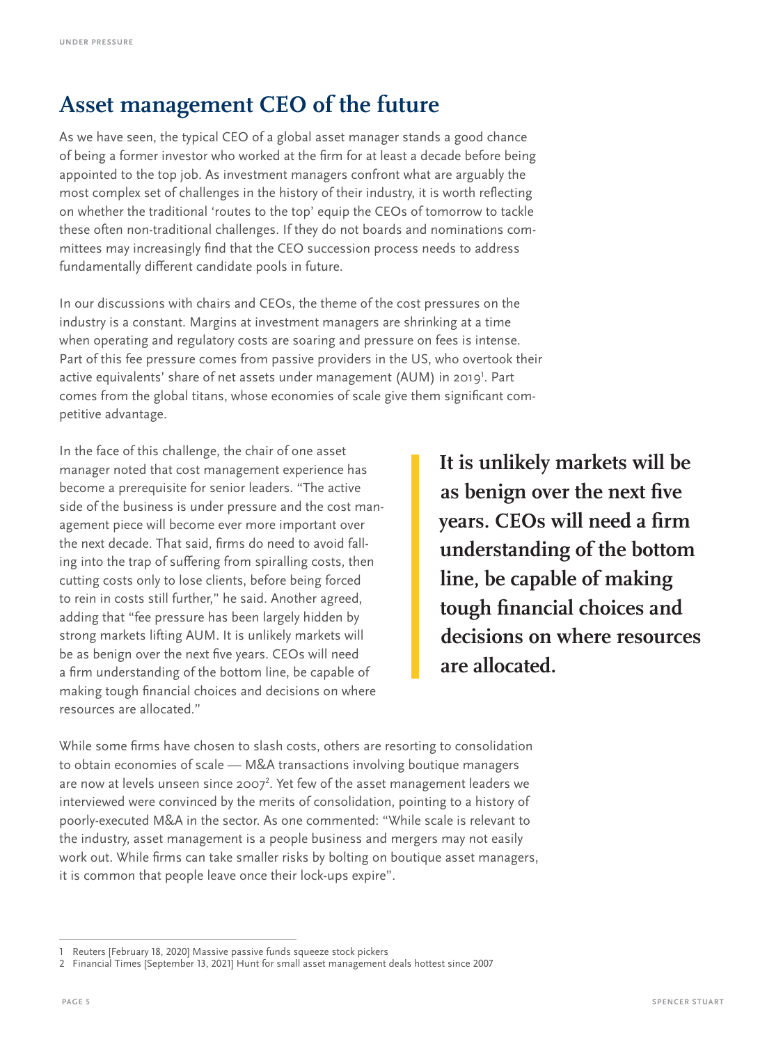## Asset management CEO of the future

As we have seen, the typical CEO of a global asset manager stands a good chance of being a former investor who worked at the firm for at least a decade before being appointed to the top job. As investment managers confront what are arguably the most complex set of challenges in the history of their industry, it is worth reflecting on whether the traditional 'routes to the top' equip the CEOs of tomorrow to tackle these often non-traditional challenges. If they do not boards and nominations committees may increasingly find that the CEO succession process needs to address fundamentally different candidate pools in future.

In our discussions with chairs and CEOs, the theme of the cost pressures on the industry is a constant. Margins at investment managers are shrinking at a time when operating and regulatory costs are soaring and pressure on fees is intense. Part of this fee pressure comes from passive providers in the US, who overtook their active equivalents' share of net assets under management (AUM) in 2019[1]. Part comes from the global titans, whose economies of scale give them significant competitive advantage.

In the face of this challenge, the chair of one asset manager noted that cost management experience has become a prerequisite for senior leaders. "The active side of the business is under pressure and the cost management piece will become ever more important over the next decade. That said, firms do need to avoid falling into the trap of suffering from spiralling costs, then cutting costs only to lose clients, before being forced to rein in costs still further," he said. Another agreed, adding that "fee pressure has been largely hidden by strong markets lifting AUM. It is unlikely markets will be as benign over the next five years. CEOs will need a firm understanding of the bottom line, be capable of making tough financial choices and decisions on where resources are allocated."

> **It is unlikely markets will be as benign over the next five years. CEOs will need a firm understanding of the bottom line, be capable of making tough financial choices and decisions on where resources are allocated.**

While some firms have chosen to slash costs, others are resorting to consolidation to obtain economies of scale — M&A transactions involving boutique managers are now at levels unseen since 2007[2]. Yet few of the asset management leaders we interviewed were convinced by the merits of consolidation, pointing to a history of poorly-executed M&A in the sector. As one commented: "While scale is relevant to the industry, asset management is a people business and mergers may not easily work out. While firms can take smaller risks by bolting on boutique asset managers, it is common that people leave once their lock-ups expire".

---

1 Reuters [February 18, 2020] Massive passive funds squeeze stock pickers

2 Financial Times [September 13, 2021] Hunt for small asset management deals hottest since 2007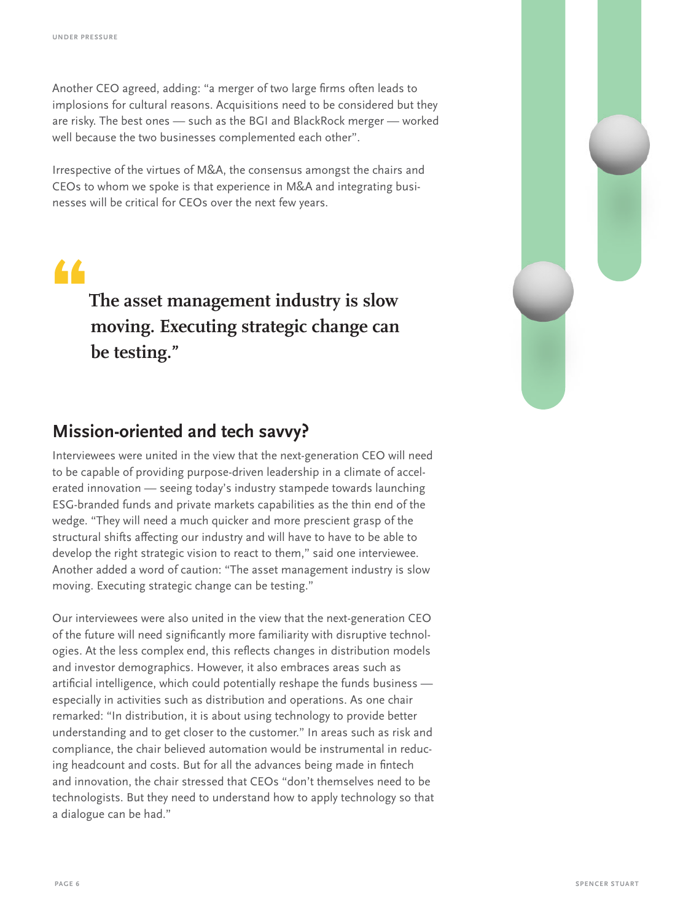Another CEO agreed, adding: "a merger of two large firms often leads to implosions for cultural reasons. Acquisitions need to be considered but they are risky. The best ones — such as the BGI and BlackRock merger — worked well because the two businesses complemented each other".

Irrespective of the virtues of M&A, the consensus amongst the chairs and CEOs to whom we spoke is that experience in M&A and integrating businesses will be critical for CEOs over the next few years.

> **"The asset management industry is slow moving. Executing strategic change can be testing."**

## Mission-oriented and tech savvy?

Interviewees were united in the view that the next-generation CEO will need to be capable of providing purpose-driven leadership in a climate of accelerated innovation — seeing today's industry stampede towards launching ESG-branded funds and private markets capabilities as the thin end of the wedge. "They will need a much quicker and more prescient grasp of the structural shifts affecting our industry and will have to have to be able to develop the right strategic vision to react to them," said one interviewee. Another added a word of caution: "The asset management industry is slow moving. Executing strategic change can be testing."

Our interviewees were also united in the view that the next-generation CEO of the future will need significantly more familiarity with disruptive technologies. At the less complex end, this reflects changes in distribution models and investor demographics. However, it also embraces areas such as artificial intelligence, which could potentially reshape the funds business — especially in activities such as distribution and operations. As one chair remarked: "In distribution, it is about using technology to provide better understanding and to get closer to the customer." In areas such as risk and compliance, the chair believed automation would be instrumental in reducing headcount and costs. But for all the advances being made in fintech and innovation, the chair stressed that CEOs "don't themselves need to be technologists. But they need to understand how to apply technology so that a dialogue can be had."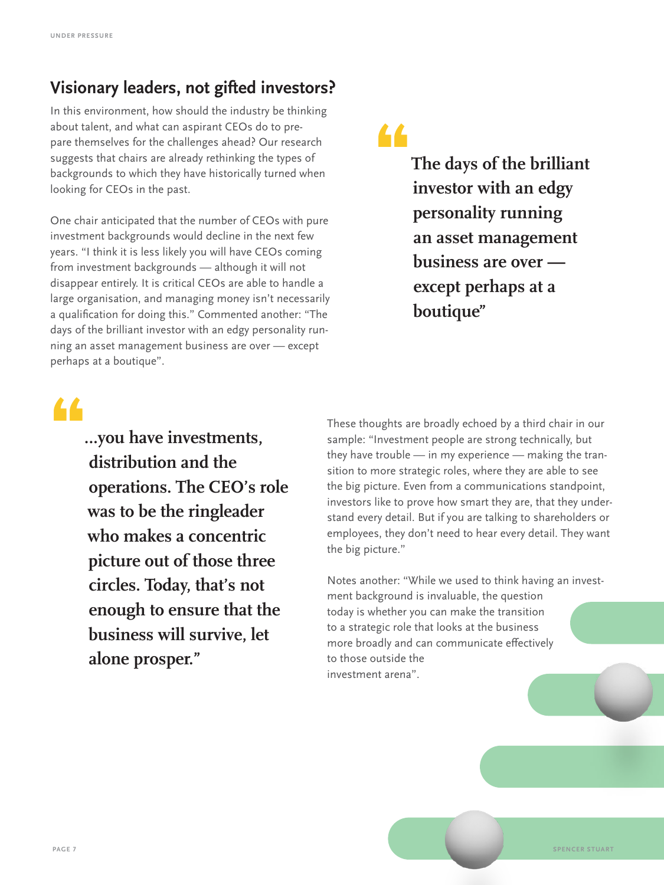## Visionary leaders, not gifted investors?

In this environment, how should the industry be thinking about talent, and what can aspirant CEOs do to prepare themselves for the challenges ahead? Our research suggests that chairs are already rethinking the types of backgrounds to which they have historically turned when looking for CEOs in the past.

One chair anticipated that the number of CEOs with pure investment backgrounds would decline in the next few years. "I think it is less likely you will have CEOs coming from investment backgrounds — although it will not disappear entirely. It is critical CEOs are able to handle a large organisation, and managing money isn't necessarily a qualification for doing this." Commented another: "The days of the brilliant investor with an edgy personality running an asset management business are over — except perhaps at a boutique".

> **"The days of the brilliant investor with an edgy personality running an asset management business are over — except perhaps at a boutique"**

> **"...you have investments, distribution and the operations. The CEO's role was to be the ringleader who makes a concentric picture out of those three circles. Today, that's not enough to ensure that the business will survive, let alone prosper."**

These thoughts are broadly echoed by a third chair in our sample: "Investment people are strong technically, but they have trouble — in my experience — making the transition to more strategic roles, where they are able to see the big picture. Even from a communications standpoint, investors like to prove how smart they are, that they understand every detail. But if you are talking to shareholders or employees, they don't need to hear every detail. They want the big picture."

Notes another: "While we used to think having an investment background is invaluable, the question today is whether you can make the transition to a strategic role that looks at the business more broadly and can communicate effectively to those outside the investment arena".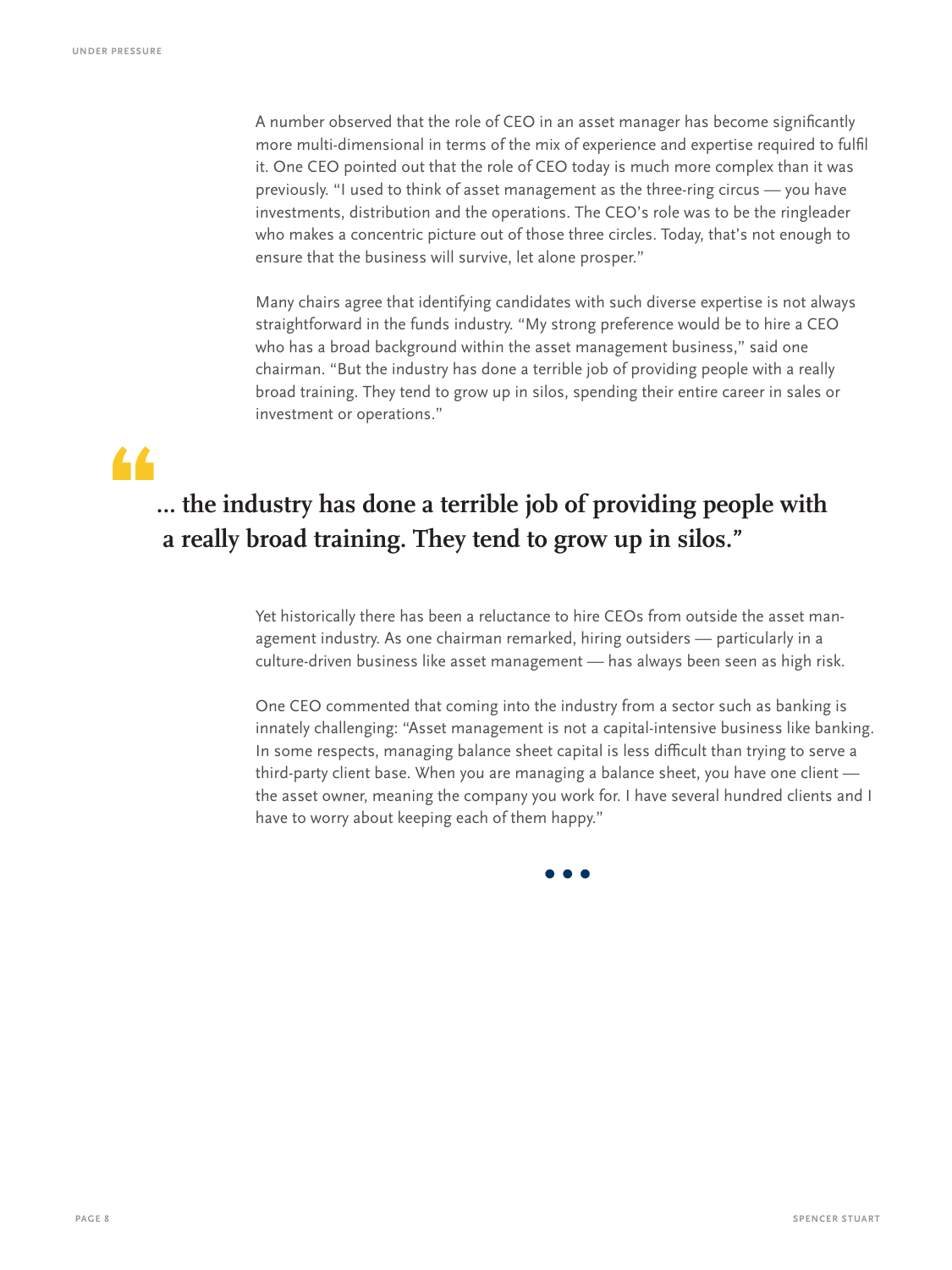A number observed that the role of CEO in an asset manager has become significantly more multi-dimensional in terms of the mix of experience and expertise required to fulfil it. One CEO pointed out that the role of CEO today is much more complex than it was previously. "I used to think of asset management as the three-ring circus — you have investments, distribution and the operations. The CEO's role was to be the ringleader who makes a concentric picture out of those three circles. Today, that's not enough to ensure that the business will survive, let alone prosper."

Many chairs agree that identifying candidates with such diverse expertise is not always straightforward in the funds industry. "My strong preference would be to hire a CEO who has a broad background within the asset management business," said one chairman. "But the industry has done a terrible job of providing people with a really broad training. They tend to grow up in silos, spending their entire career in sales or investment or operations."

> **"... the industry has done a terrible job of providing people with a really broad training. They tend to grow up in silos."**

Yet historically there has been a reluctance to hire CEOs from outside the asset management industry. As one chairman remarked, hiring outsiders — particularly in a culture-driven business like asset management — has always been seen as high risk.

One CEO commented that coming into the industry from a sector such as banking is innately challenging: "Asset management is not a capital-intensive business like banking. In some respects, managing balance sheet capital is less difficult than trying to serve a third-party client base. When you are managing a balance sheet, you have one client — the asset owner, meaning the company you work for. I have several hundred clients and I have to worry about keeping each of them happy."

• • •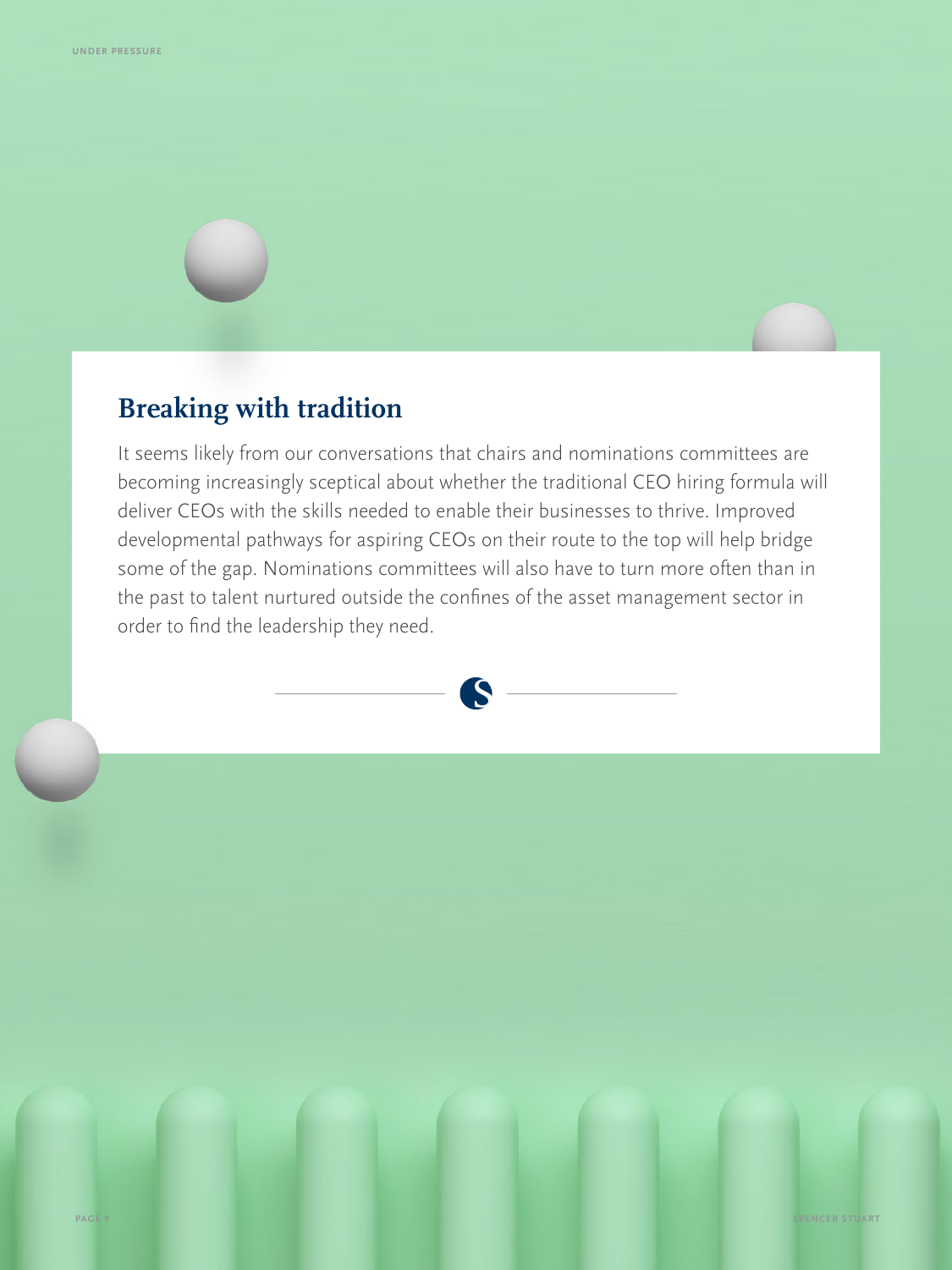## Breaking with tradition

It seems likely from our conversations that chairs and nominations committees are becoming increasingly sceptical about whether the traditional CEO hiring formula will deliver CEOs with the skills needed to enable their businesses to thrive. Improved developmental pathways for aspiring CEOs on their route to the top will help bridge some of the gap. Nominations committees will also have to turn more often than in the past to talent nurtured outside the confines of the asset management sector in order to find the leadership they need.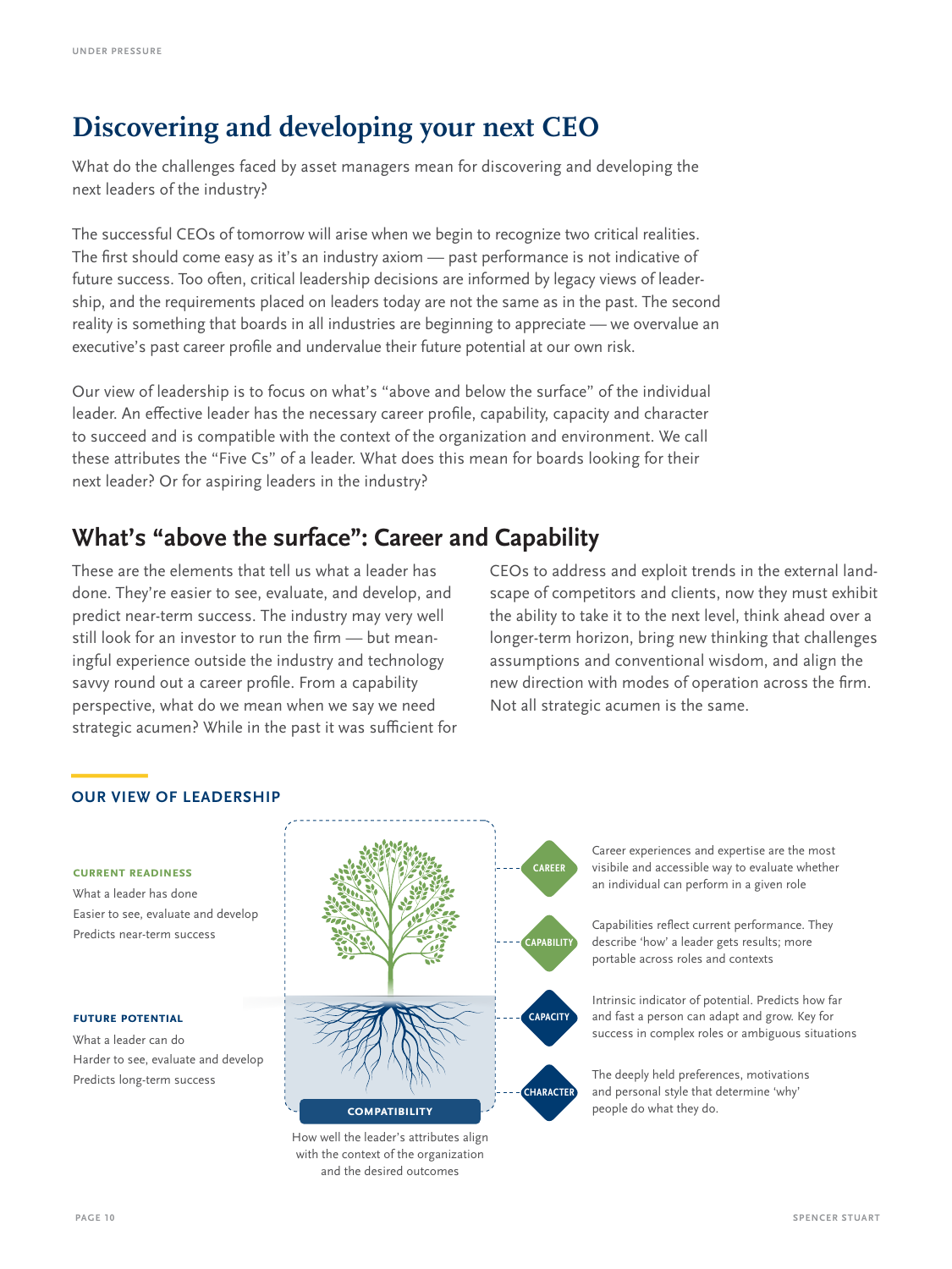# Discovering and developing your next CEO

What do the challenges faced by asset managers mean for discovering and developing the next leaders of the industry?

The successful CEOs of tomorrow will arise when we begin to recognize two critical realities. The first should come easy as it's an industry axiom — past performance is not indicative of future success. Too often, critical leadership decisions are informed by legacy views of leadership, and the requirements placed on leaders today are not the same as in the past. The second reality is something that boards in all industries are beginning to appreciate — we overvalue an executive's past career profile and undervalue their future potential at our own risk.

Our view of leadership is to focus on what's "above and below the surface" of the individual leader. An effective leader has the necessary career profile, capability, capacity and character to succeed and is compatible with the context of the organization and environment. We call these attributes the "Five Cs" of a leader. What does this mean for boards looking for their next leader? Or for aspiring leaders in the industry?

## What's "above the surface": Career and Capability

These are the elements that tell us what a leader has done. They're easier to see, evaluate, and develop, and predict near-term success. The industry may very well still look for an investor to run the firm — but meaningful experience outside the industry and technology savvy round out a career profile. From a capability perspective, what do we mean when we say we need strategic acumen? While in the past it was sufficient for CEOs to address and exploit trends in the external landscape of competitors and clients, now they must exhibit the ability to take it to the next level, think ahead over a longer-term horizon, bring new thinking that challenges assumptions and conventional wisdom, and align the new direction with modes of operation across the firm. Not all strategic acumen is the same.

### OUR VIEW OF LEADERSHIP

**CURRENT READINESS**

What a leader has done
Easier to see, evaluate and develop
Predicts near-term success

**FUTURE POTENTIAL**

What a leader can do
Harder to see, evaluate and develop
Predicts long-term success

**CAREER** — Career experiences and expertise are the most visible and accessible way to evaluate whether an individual can perform in a given role

**CAPABILITY** — Capabilities reflect current performance. They describe 'how' a leader gets results; more portable across roles and contexts

**CAPACITY** — Intrinsic indicator of potential. Predicts how far and fast a person can adapt and grow. Key for success in complex roles or ambiguous situations

**CHARACTER** — The deeply held preferences, motivations and personal style that determine 'why' people do what they do.

**COMPATIBILITY** — How well the leader's attributes align with the context of the organization and the desired outcomes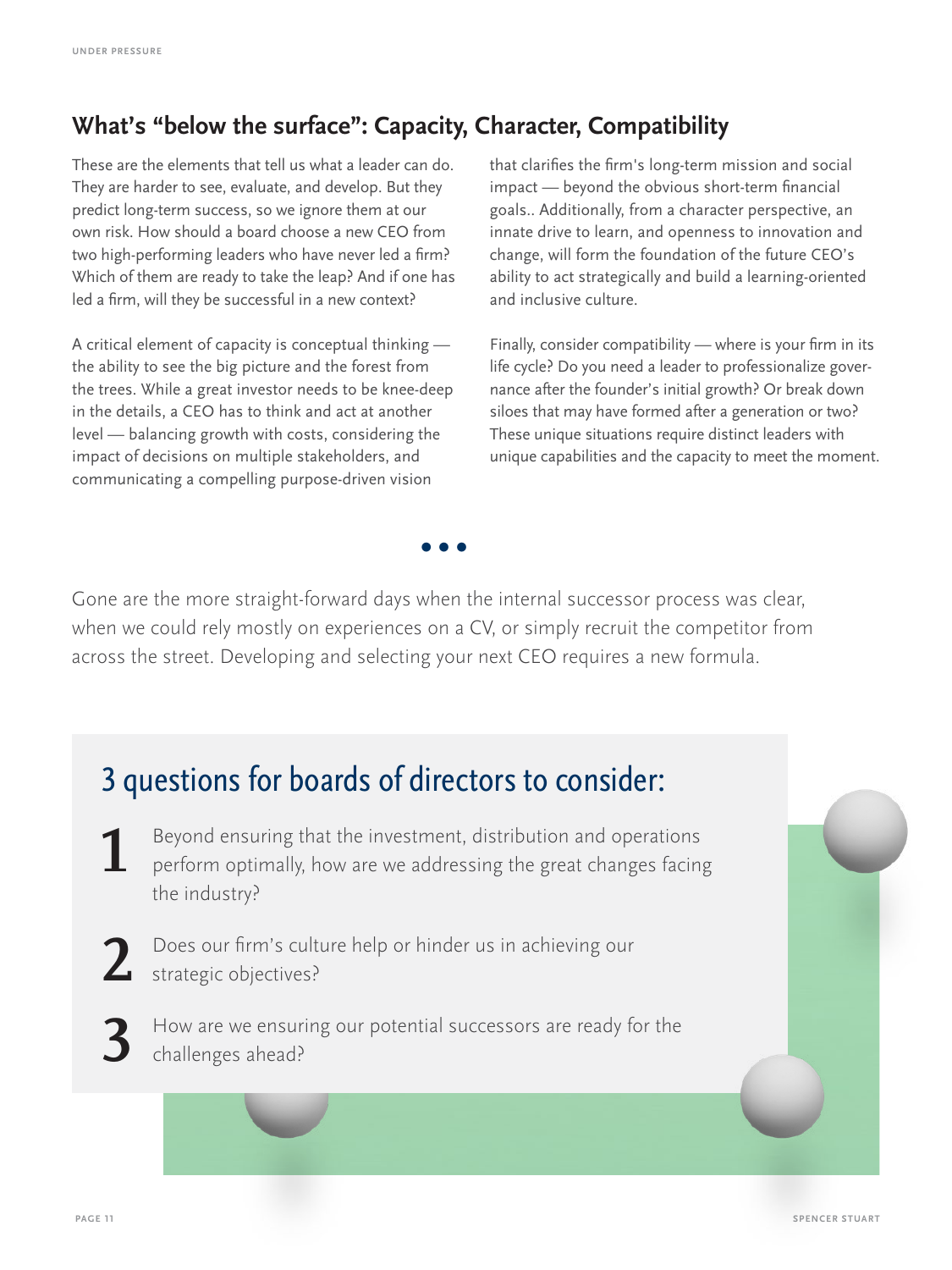## What's "below the surface": Capacity, Character, Compatibility

These are the elements that tell us what a leader can do. They are harder to see, evaluate, and develop. But they predict long-term success, so we ignore them at our own risk. How should a board choose a new CEO from two high-performing leaders who have never led a firm? Which of them are ready to take the leap? And if one has led a firm, will they be successful in a new context?

A critical element of capacity is conceptual thinking — the ability to see the big picture and the forest from the trees. While a great investor needs to be knee-deep in the details, a CEO has to think and act at another level — balancing growth with costs, considering the impact of decisions on multiple stakeholders, and communicating a compelling purpose-driven vision that clarifies the firm's long-term mission and social impact — beyond the obvious short-term financial goals.. Additionally, from a character perspective, an innate drive to learn, and openness to innovation and change, will form the foundation of the future CEO's ability to act strategically and build a learning-oriented and inclusive culture.

Finally, consider compatibility — where is your firm in its life cycle? Do you need a leader to professionalize governance after the founder's initial growth? Or break down siloes that may have formed after a generation or two? These unique situations require distinct leaders with unique capabilities and the capacity to meet the moment.

• • •

Gone are the more straight-forward days when the internal successor process was clear, when we could rely mostly on experiences on a CV, or simply recruit the competitor from across the street. Developing and selecting your next CEO requires a new formula.

## 3 questions for boards of directors to consider:

1. Beyond ensuring that the investment, distribution and operations perform optimally, how are we addressing the great changes facing the industry?
2. Does our firm's culture help or hinder us in achieving our strategic objectives?
3. How are we ensuring our potential successors are ready for the challenges ahead?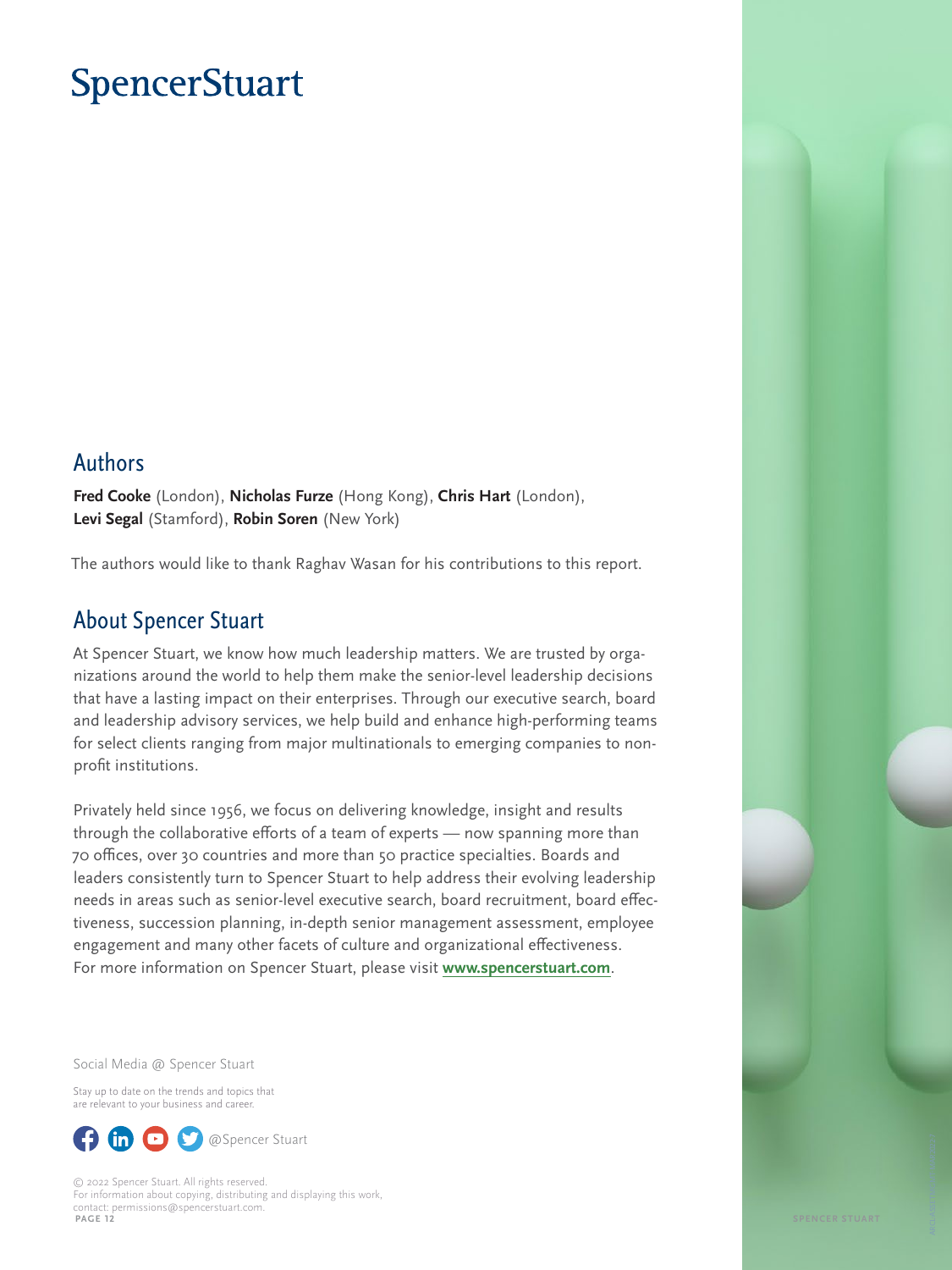SpencerStuart

## Authors

**Fred Cooke** (London), **Nicholas Furze** (Hong Kong), **Chris Hart** (London), **Levi Segal** (Stamford), **Robin Soren** (New York)

The authors would like to thank Raghav Wasan for his contributions to this report.

## About Spencer Stuart

At Spencer Stuart, we know how much leadership matters. We are trusted by organizations around the world to help them make the senior-level leadership decisions that have a lasting impact on their enterprises. Through our executive search, board and leadership advisory services, we help build and enhance high-performing teams for select clients ranging from major multinationals to emerging companies to nonprofit institutions.

Privately held since 1956, we focus on delivering knowledge, insight and results through the collaborative efforts of a team of experts — now spanning more than 70 offices, over 30 countries and more than 50 practice specialties. Boards and leaders consistently turn to Spencer Stuart to help address their evolving leadership needs in areas such as senior-level executive search, board recruitment, board effectiveness, succession planning, in-depth senior management assessment, employee engagement and many other facets of culture and organizational effectiveness. For more information on Spencer Stuart, please visit **www.spencerstuart.com**.

Social Media @ Spencer Stuart

Stay up to date on the trends and topics that are relevant to your business and career.

@Spencer Stuart

© 2022 Spencer Stuart. All rights reserved.
For information about copying, distributing and displaying this work, contact: permissions@spencerstuart.com.